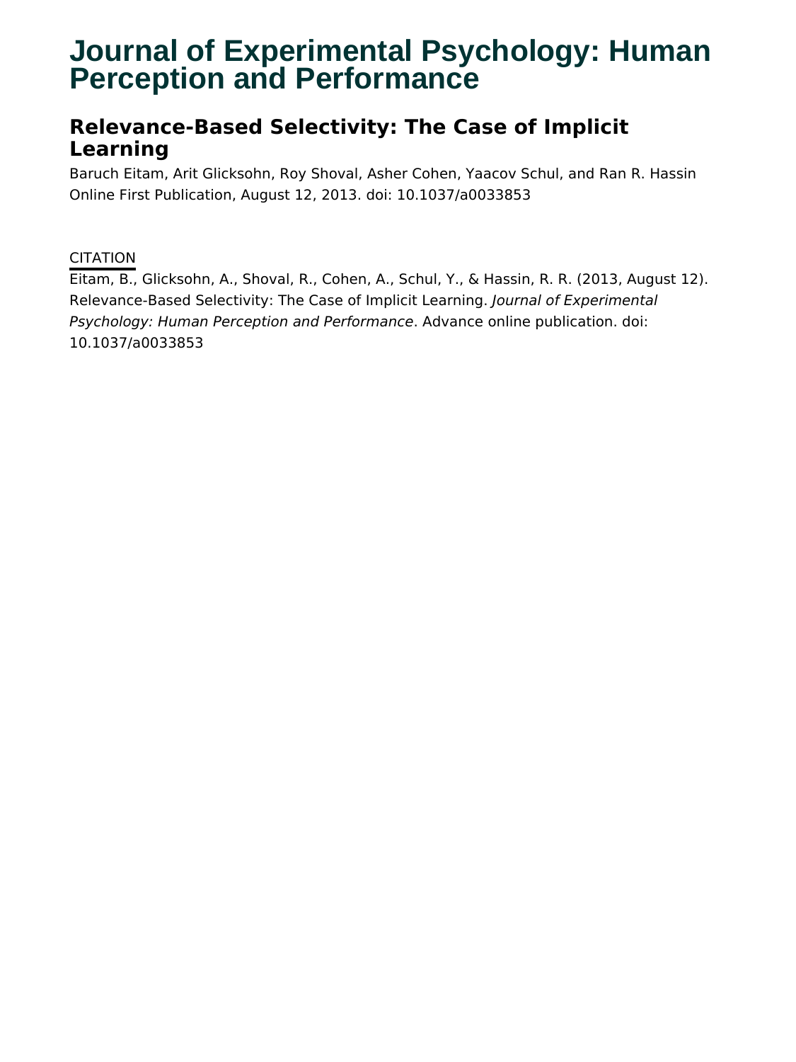# Journal of Experimental Psychology: Human Perception and Performance

## Relevance-Based Selectivity: The Case of Implicit Learning

Baruch Eitam, Arit Glicksohn, Roy Shoval, Asher Cohen, Yaacov Schul, and Ran R. Hassin
Online First Publication, August 12, 2013. doi: 10.1037/a0033853

CITATION

Eitam, B., Glicksohn, A., Shoval, R., Cohen, A., Schul, Y., & Hassin, R. R. (2013, August 12). Relevance-Based Selectivity: The Case of Implicit Learning. *Journal of Experimental Psychology: Human Perception and Performance*. Advance online publication. doi: 10.1037/a0033853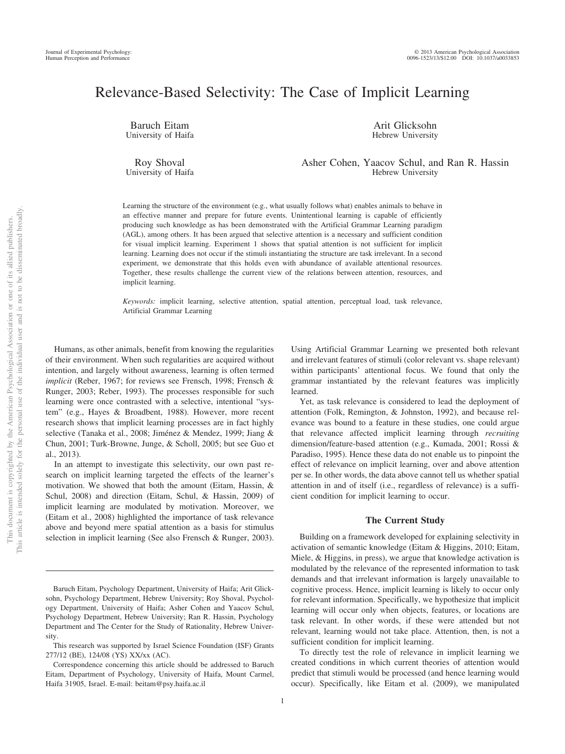# Relevance-Based Selectivity: The Case of Implicit Learning

Baruch Eitam
University of Haifa

Arit Glicksohn
Hebrew University

Roy Shoval
University of Haifa

Asher Cohen, Yaacov Schul, and Ran R. Hassin
Hebrew University

Learning the structure of the environment (e.g., what usually follows what) enables animals to behave in an effective manner and prepare for future events. Unintentional learning is capable of efficiently producing such knowledge as has been demonstrated with the Artificial Grammar Learning paradigm (AGL), among others. It has been argued that selective attention is a necessary and sufficient condition for visual implicit learning. Experiment 1 shows that spatial attention is not sufficient for implicit learning. Learning does not occur if the stimuli instantiating the structure are task irrelevant. In a second experiment, we demonstrate that this holds even with abundance of available attentional resources. Together, these results challenge the current view of the relations between attention, resources, and implicit learning.

*Keywords:* implicit learning, selective attention, spatial attention, perceptual load, task relevance, Artificial Grammar Learning

Humans, as other animals, benefit from knowing the regularities of their environment. When such regularities are acquired without intention, and largely without awareness, learning is often termed *implicit* (Reber, 1967; for reviews see Frensch, 1998; Frensch & Runger, 2003; Reber, 1993). The processes responsible for such learning were once contrasted with a selective, intentional "system" (e.g., Hayes & Broadbent, 1988). However, more recent research shows that implicit learning processes are in fact highly selective (Tanaka et al., 2008; Jiménez & Mendez, 1999; Jiang & Chun, 2001; Turk-Browne, Junge, & Scholl, 2005; but see Guo et al., 2013).

In an attempt to investigate this selectivity, our own past research on implicit learning targeted the effects of the learner's motivation. We showed that both the amount (Eitam, Hassin, & Schul, 2008) and direction (Eitam, Schul, & Hassin, 2009) of implicit learning are modulated by motivation. Moreover, we (Eitam et al., 2008) highlighted the importance of task relevance above and beyond mere spatial attention as a basis for stimulus selection in implicit learning (See also Frensch & Runger, 2003). Using Artificial Grammar Learning we presented both relevant and irrelevant features of stimuli (color relevant vs. shape relevant) within participants' attentional focus. We found that only the grammar instantiated by the relevant features was implicitly learned.

Yet, as task relevance is considered to lead the deployment of attention (Folk, Remington, & Johnston, 1992), and because relevance was bound to a feature in these studies, one could argue that relevance affected implicit learning through *recruiting* dimension/feature-based attention (e.g., Kumada, 2001; Rossi & Paradiso, 1995). Hence these data do not enable us to pinpoint the effect of relevance on implicit learning, over and above attention per se. In other words, the data above cannot tell us whether spatial attention in and of itself (i.e., regardless of relevance) is a sufficient condition for implicit learning to occur.

## The Current Study

Building on a framework developed for explaining selectivity in activation of semantic knowledge (Eitam & Higgins, 2010; Eitam, Miele, & Higgins, in press), we argue that knowledge activation is modulated by the relevance of the represented information to task demands and that irrelevant information is largely unavailable to cognitive process. Hence, implicit learning is likely to occur only for relevant information. Specifically, we hypothesize that implicit learning will occur only when objects, features, or locations are task relevant. In other words, if these were attended but not relevant, learning would not take place. Attention, then, is not a sufficient condition for implicit learning.

To directly test the role of relevance in implicit learning we created conditions in which current theories of attention would predict that stimuli would be processed (and hence learning would occur). Specifically, like Eitam et al. (2009), we manipulated

Baruch Eitam, Psychology Department, University of Haifa; Arit Glicksohn, Psychology Department, Hebrew University; Roy Shoval, Psychology Department, University of Haifa; Asher Cohen and Yaacov Schul, Psychology Department, Hebrew University; Ran R. Hassin, Psychology Department and The Center for the Study of Rationality, Hebrew University.

This research was supported by Israel Science Foundation (ISF) Grants 277/12 (BE), 124/08 (YS) XX/xx (AC).

Correspondence concerning this article should be addressed to Baruch Eitam, Department of Psychology, University of Haifa, Mount Carmel, Haifa 31905, Israel. E-mail: beitam@psy.haifa.ac.il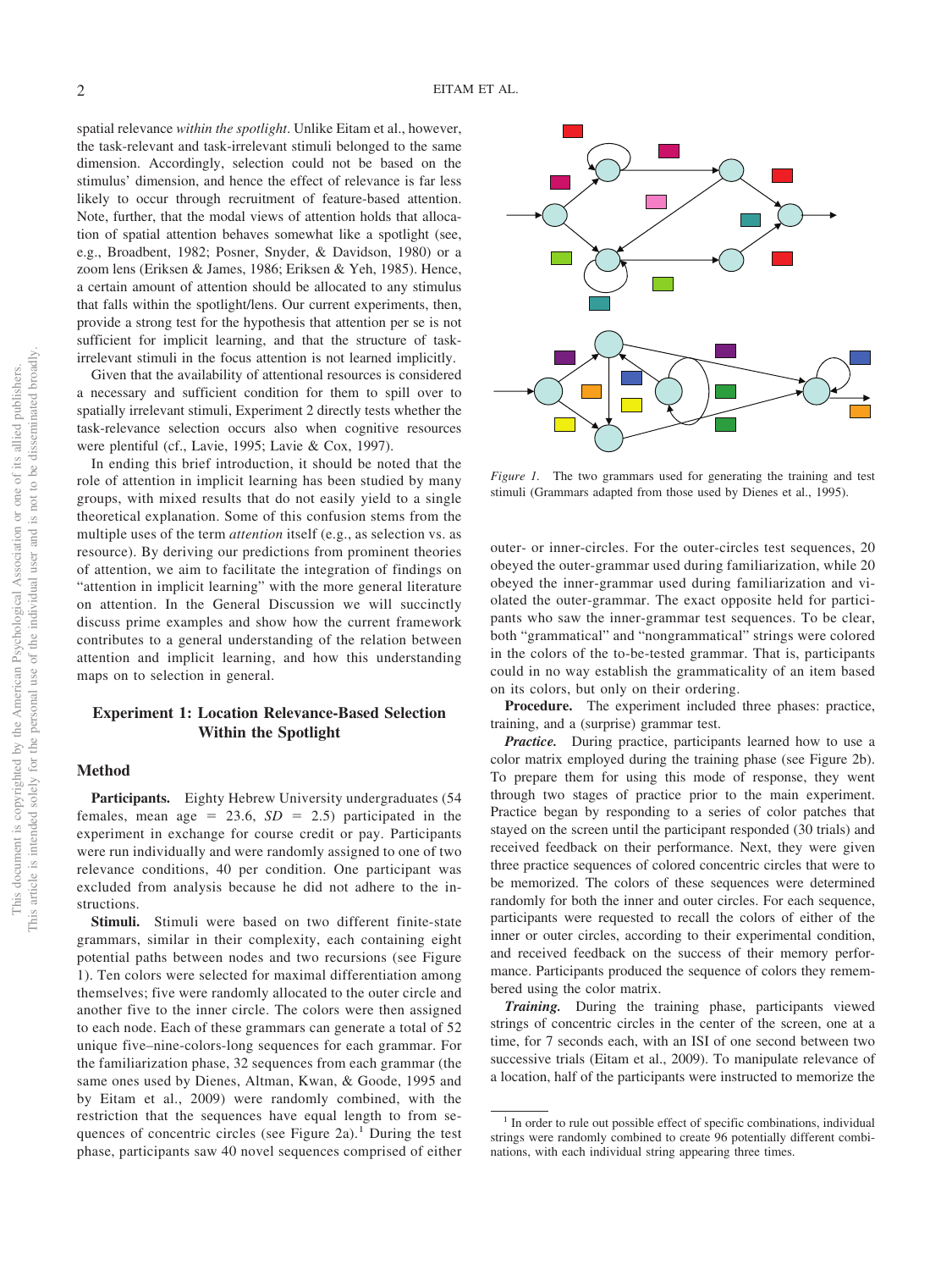spatial relevance *within the spotlight*. Unlike Eitam et al., however, the task-relevant and task-irrelevant stimuli belonged to the same dimension. Accordingly, selection could not be based on the stimulus' dimension, and hence the effect of relevance is far less likely to occur through recruitment of feature-based attention. Note, further, that the modal views of attention holds that allocation of spatial attention behaves somewhat like a spotlight (see, e.g., Broadbent, 1982; Posner, Snyder, & Davidson, 1980) or a zoom lens (Eriksen & James, 1986; Eriksen & Yeh, 1985). Hence, a certain amount of attention should be allocated to any stimulus that falls within the spotlight/lens. Our current experiments, then, provide a strong test for the hypothesis that attention per se is not sufficient for implicit learning, and that the structure of task-irrelevant stimuli in the focus attention is not learned implicitly.

Given that the availability of attentional resources is considered a necessary and sufficient condition for them to spill over to spatially irrelevant stimuli, Experiment 2 directly tests whether the task-relevance selection occurs also when cognitive resources were plentiful (cf., Lavie, 1995; Lavie & Cox, 1997).

In ending this brief introduction, it should be noted that the role of attention in implicit learning has been studied by many groups, with mixed results that do not easily yield to a single theoretical explanation. Some of this confusion stems from the multiple uses of the term *attention* itself (e.g., as selection vs. as resource). By deriving our predictions from prominent theories of attention, we aim to facilitate the integration of findings on "attention in implicit learning" with the more general literature on attention. In the General Discussion we will succinctly discuss prime examples and show how the current framework contributes to a general understanding of the relation between attention and implicit learning, and how this understanding maps on to selection in general.

## Experiment 1: Location Relevance-Based Selection Within the Spotlight

### Method

**Participants.** Eighty Hebrew University undergraduates (54 females, mean age = 23.6, *SD* = 2.5) participated in the experiment in exchange for course credit or pay. Participants were run individually and were randomly assigned to one of two relevance conditions, 40 per condition. One participant was excluded from analysis because he did not adhere to the instructions.

**Stimuli.** Stimuli were based on two different finite-state grammars, similar in their complexity, each containing eight potential paths between nodes and two recursions (see Figure 1). Ten colors were selected for maximal differentiation among themselves; five were randomly allocated to the outer circle and another five to the inner circle. The colors were then assigned to each node. Each of these grammars can generate a total of 52 unique five–nine-colors-long sequences for each grammar. For the familiarization phase, 32 sequences from each grammar (the same ones used by Dienes, Altman, Kwan, & Goode, 1995 and by Eitam et al., 2009) were randomly combined, with the restriction that the sequences have equal length to from sequences of concentric circles (see Figure 2a).[1] During the test phase, participants saw 40 novel sequences comprised of either outer- or inner-circles. For the outer-circles test sequences, 20 obeyed the outer-grammar used during familiarization, while 20 obeyed the inner-grammar used during familiarization and violated the outer-grammar. The exact opposite held for participants who saw the inner-grammar test sequences. To be clear, both "grammatical" and "nongrammatical" strings were colored in the colors of the to-be-tested grammar. That is, participants could in no way establish the grammaticality of an item based on its colors, but only on their ordering.

*Figure 1.* The two grammars used for generating the training and test stimuli (Grammars adapted from those used by Dienes et al., 1995).

**Procedure.** The experiment included three phases: practice, training, and a (surprise) grammar test.

***Practice.*** During practice, participants learned how to use a color matrix employed during the training phase (see Figure 2b). To prepare them for using this mode of response, they went through two stages of practice prior to the main experiment. Practice began by responding to a series of color patches that stayed on the screen until the participant responded (30 trials) and received feedback on their performance. Next, they were given three practice sequences of colored concentric circles that were to be memorized. The colors of these sequences were determined randomly for both the inner and outer circles. For each sequence, participants were requested to recall the colors of either of the inner or outer circles, according to their experimental condition, and received feedback on the success of their memory performance. Participants produced the sequence of colors they remembered using the color matrix.

***Training.*** During the training phase, participants viewed strings of concentric circles in the center of the screen, one at a time, for 7 seconds each, with an ISI of one second between two successive trials (Eitam et al., 2009). To manipulate relevance of a location, half of the participants were instructed to memorize the

[1] In order to rule out possible effect of specific combinations, individual strings were randomly combined to create 96 potentially different combinations, with each individual string appearing three times.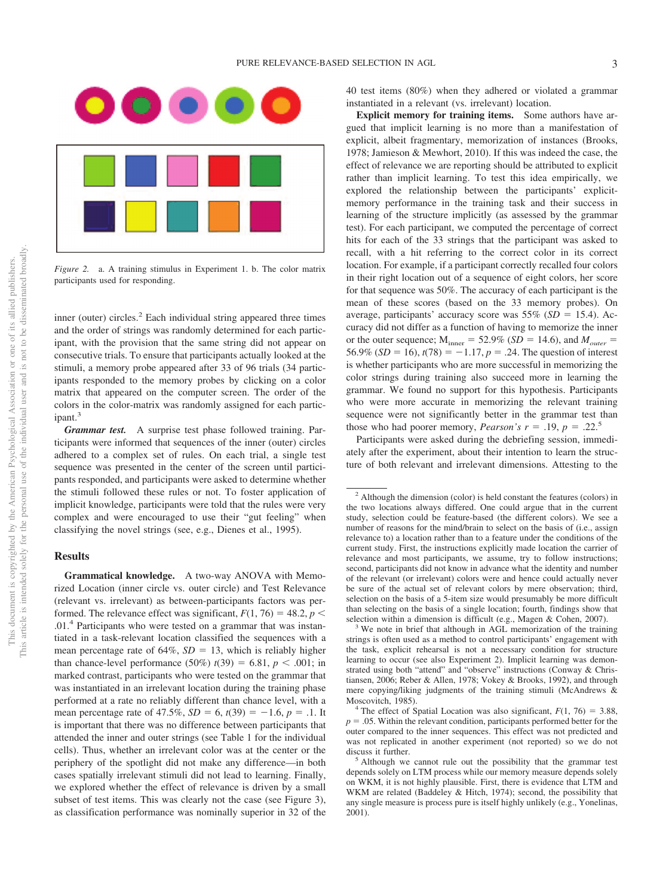*Figure 2.* a. A training stimulus in Experiment 1. b. The color matrix participants used for responding.

inner (outer) circles.[2] Each individual string appeared three times and the order of strings was randomly determined for each participant, with the provision that the same string did not appear on consecutive trials. To ensure that participants actually looked at the stimuli, a memory probe appeared after 33 of 96 trials (34 participants responded to the memory probes by clicking on a color matrix that appeared on the computer screen. The order of the colors in the color-matrix was randomly assigned for each participant.[3]

***Grammar test.*** A surprise test phase followed training. Participants were informed that sequences of the inner (outer) circles adhered to a complex set of rules. On each trial, a single test sequence was presented in the center of the screen until participants responded, and participants were asked to determine whether the stimuli followed these rules or not. To foster application of implicit knowledge, participants were told that the rules were very complex and were encouraged to use their "gut feeling" when classifying the novel strings (see, e.g., Dienes et al., 1995).

## Results

**Grammatical knowledge.** A two-way ANOVA with Memorized Location (inner circle vs. outer circle) and Test Relevance (relevant vs. irrelevant) as between-participants factors was performed. The relevance effect was significant, $F(1, 76) = 48.2$, $p < .01$.[4] Participants who were tested on a grammar that was instantiated in a task-relevant location classified the sequences with a mean percentage rate of 64%, $SD = 13$, which is reliably higher than chance-level performance (50%) $t(39) = 6.81$, $p < .001$; in marked contrast, participants who were tested on the grammar that was instantiated in an irrelevant location during the training phase performed at a rate no reliably different than chance level, with a mean percentage rate of 47.5%, $SD = 6$, $t(39) = -1.6$, $p = .1$. It is important that there was no difference between participants that attended the inner and outer strings (see Table 1 for the individual cells). Thus, whether an irrelevant color was at the center or the periphery of the spotlight did not make any difference—in both cases spatially irrelevant stimuli did not lead to learning. Finally, we explored whether the effect of relevance is driven by a small subset of test items. This was clearly not the case (see Figure 3), as classification performance was nominally superior in 32 of the 40 test items (80%) when they adhered or violated a grammar instantiated in a relevant (vs. irrelevant) location.

**Explicit memory for training items.** Some authors have argued that implicit learning is no more than a manifestation of explicit, albeit fragmentary, memorization of instances (Brooks, 1978; Jamieson & Mewhort, 2010). If this was indeed the case, the effect of relevance we are reporting should be attributed to explicit rather than implicit learning. To test this idea empirically, we explored the relationship between the participants' explicit-memory performance in the training task and their success in learning of the structure implicitly (as assessed by the grammar test). For each participant, we computed the percentage of correct hits for each of the 33 strings that the participant was asked to recall, with a hit referring to the correct color in its correct location. For example, if a participant correctly recalled four colors in their right location out of a sequence of eight colors, her score for that sequence was 50%. The accuracy of each participant is the mean of these scores (based on the 33 memory probes). On average, participants' accuracy score was 55% ($SD = 15.4$). Accuracy did not differ as a function of having to memorize the inner or the outer sequence; $M_{inner} = 52.9\%$ ($SD = 14.6$), and $M_{outer} = 56.9\%$ ($SD = 16$), $t(78) = -1.17$, $p = .24$. The question of interest is whether participants who are more successful in memorizing the color strings during training also succeed more in learning the grammar. We found no support for this hypothesis. Participants who were more accurate in memorizing the relevant training sequence were not significantly better in the grammar test than those who had poorer memory, *Pearson's* $r = .19$, $p = .22$.[5]

Participants were asked during the debriefing session, immediately after the experiment, about their intention to learn the structure of both relevant and irrelevant dimensions. Attesting to the

---

[2] Although the dimension (color) is held constant the features (colors) in the two locations always differed. One could argue that in the current study, selection could be feature-based (the different colors). We see a number of reasons for the mind/brain to select on the basis of (i.e., assign relevance to) a location rather than to a feature under the conditions of the current study. First, the instructions explicitly made location the carrier of relevance and most participants, we assume, try to follow instructions; second, participants did not know in advance what the identity and number of the relevant (or irrelevant) colors were and hence could actually never be sure of the actual set of relevant colors by mere observation; third, selection on the basis of a 5-item size would presumably be more difficult than selecting on the basis of a single location; fourth, findings show that selection within a dimension is difficult (e.g., Magen & Cohen, 2007).

[3] We note in brief that although in AGL memorization of the training strings is often used as a method to control participants' engagement with the task, explicit rehearsal is not a necessary condition for structure learning to occur (see also Experiment 2). Implicit learning was demonstrated using both "attend" and "observe" instructions (Conway & Christiansen, 2006; Reber & Allen, 1978; Vokey & Brooks, 1992), and through mere copying/liking judgments of the training stimuli (McAndrews & Moscovitch, 1985).

[4] The effect of Spatial Location was also significant, $F(1, 76) = 3.88$, $p = .05$. Within the relevant condition, participants performed better for the outer compared to the inner sequences. This effect was not predicted and was not replicated in another experiment (not reported) so we do not discuss it further.

[5] Although we cannot rule out the possibility that the grammar test depends solely on LTM process while our memory measure depends solely on WKM, it is not highly plausible. First, there is evidence that LTM and WKM are related (Baddeley & Hitch, 1974); second, the possibility that any single measure is process pure is itself highly unlikely (e.g., Yonelinas, 2001).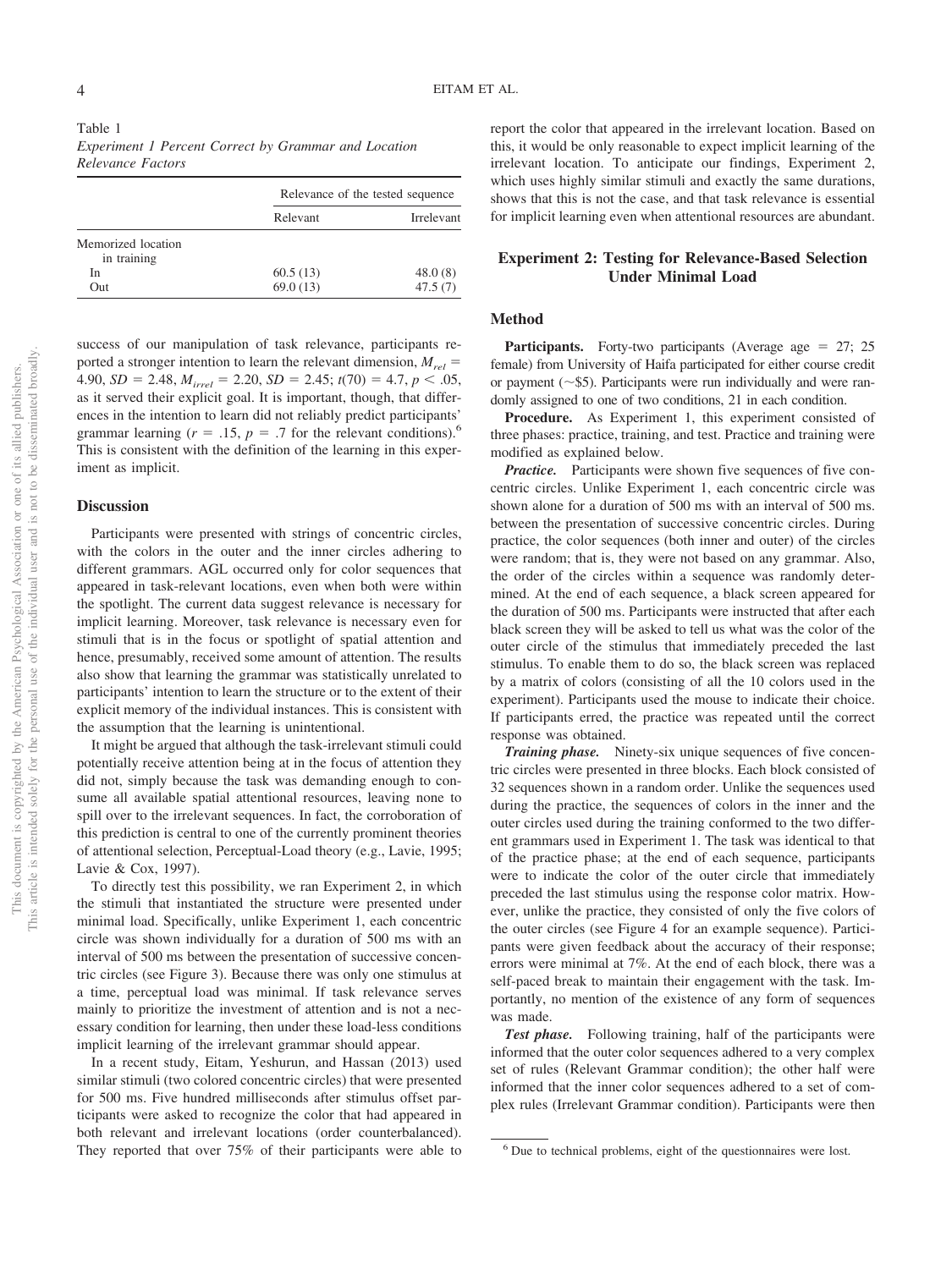Table 1
*Experiment 1 Percent Correct by Grammar and Location Relevance Factors*

| | Relevance of the tested sequence | |
|---|---|---|
| | Relevant | Irrelevant |
| Memorized location in training | | |
| In | 60.5 (13) | 48.0 (8) |
| Out | 69.0 (13) | 47.5 (7) |

success of our manipulation of task relevance, participants reported a stronger intention to learn the relevant dimension, $M_{rel}$ = 4.90, $SD$ = 2.48, $M_{irrel}$ = 2.20, $SD$ = 2.45; $t(70)$ = 4.7, $p < .05$, as it served their explicit goal. It is important, though, that differences in the intention to learn did not reliably predict participants' grammar learning ($r$ = .15, $p$ = .7 for the relevant conditions).[6] This is consistent with the definition of the learning in this experiment as implicit.

### Discussion

Participants were presented with strings of concentric circles, with the colors in the outer and the inner circles adhering to different grammars. AGL occurred only for color sequences that appeared in task-relevant locations, even when both were within the spotlight. The current data suggest relevance is necessary for implicit learning. Moreover, task relevance is necessary even for stimuli that is in the focus or spotlight of spatial attention and hence, presumably, received some amount of attention. The results also show that learning the grammar was statistically unrelated to participants' intention to learn the structure or to the extent of their explicit memory of the individual instances. This is consistent with the assumption that the learning is unintentional.

It might be argued that although the task-irrelevant stimuli could potentially receive attention being at in the focus of attention they did not, simply because the task was demanding enough to consume all available spatial attentional resources, leaving none to spill over to the irrelevant sequences. In fact, the corroboration of this prediction is central to one of the currently prominent theories of attentional selection, Perceptual-Load theory (e.g., Lavie, 1995; Lavie & Cox, 1997).

To directly test this possibility, we ran Experiment 2, in which the stimuli that instantiated the structure were presented under minimal load. Specifically, unlike Experiment 1, each concentric circle was shown individually for a duration of 500 ms with an interval of 500 ms between the presentation of successive concentric circles (see Figure 3). Because there was only one stimulus at a time, perceptual load was minimal. If task relevance serves mainly to prioritize the investment of attention and is not a necessary condition for learning, then under these load-less conditions implicit learning of the irrelevant grammar should appear.

In a recent study, Eitam, Yeshurun, and Hassan (2013) used similar stimuli (two colored concentric circles) that were presented for 500 ms. Five hundred milliseconds after stimulus offset participants were asked to recognize the color that had appeared in both relevant and irrelevant locations (order counterbalanced). They reported that over 75% of their participants were able to report the color that appeared in the irrelevant location. Based on this, it would be only reasonable to expect implicit learning of the irrelevant location. To anticipate our findings, Experiment 2, which uses highly similar stimuli and exactly the same durations, shows that this is not the case, and that task relevance is essential for implicit learning even when attentional resources are abundant.

## Experiment 2: Testing for Relevance-Based Selection Under Minimal Load

### Method

**Participants.** Forty-two participants (Average age = 27; 25 female) from University of Haifa participated for either course credit or payment (~$5). Participants were run individually and were randomly assigned to one of two conditions, 21 in each condition.

**Procedure.** As Experiment 1, this experiment consisted of three phases: practice, training, and test. Practice and training were modified as explained below.

***Practice.*** Participants were shown five sequences of five concentric circles. Unlike Experiment 1, each concentric circle was shown alone for a duration of 500 ms with an interval of 500 ms. between the presentation of successive concentric circles. During practice, the color sequences (both inner and outer) of the circles were random; that is, they were not based on any grammar. Also, the order of the circles within a sequence was randomly determined. At the end of each sequence, a black screen appeared for the duration of 500 ms. Participants were instructed that after each black screen they will be asked to tell us what was the color of the outer circle of the stimulus that immediately preceded the last stimulus. To enable them to do so, the black screen was replaced by a matrix of colors (consisting of all the 10 colors used in the experiment). Participants used the mouse to indicate their choice. If participants erred, the practice was repeated until the correct response was obtained.

***Training phase.*** Ninety-six unique sequences of five concentric circles were presented in three blocks. Each block consisted of 32 sequences shown in a random order. Unlike the sequences used during the practice, the sequences of colors in the inner and the outer circles used during the training conformed to the two different grammars used in Experiment 1. The task was identical to that of the practice phase; at the end of each sequence, participants were to indicate the color of the outer circle that immediately preceded the last stimulus using the response color matrix. However, unlike the practice, they consisted of only the five colors of the outer circles (see Figure 4 for an example sequence). Participants were given feedback about the accuracy of their response; errors were minimal at 7%. At the end of each block, there was a self-paced break to maintain their engagement with the task. Importantly, no mention of the existence of any form of sequences was made.

***Test phase.*** Following training, half of the participants were informed that the outer color sequences adhered to a very complex set of rules (Relevant Grammar condition); the other half were informed that the inner color sequences adhered to a set of complex rules (Irrelevant Grammar condition). Participants were then

[6] Due to technical problems, eight of the questionnaires were lost.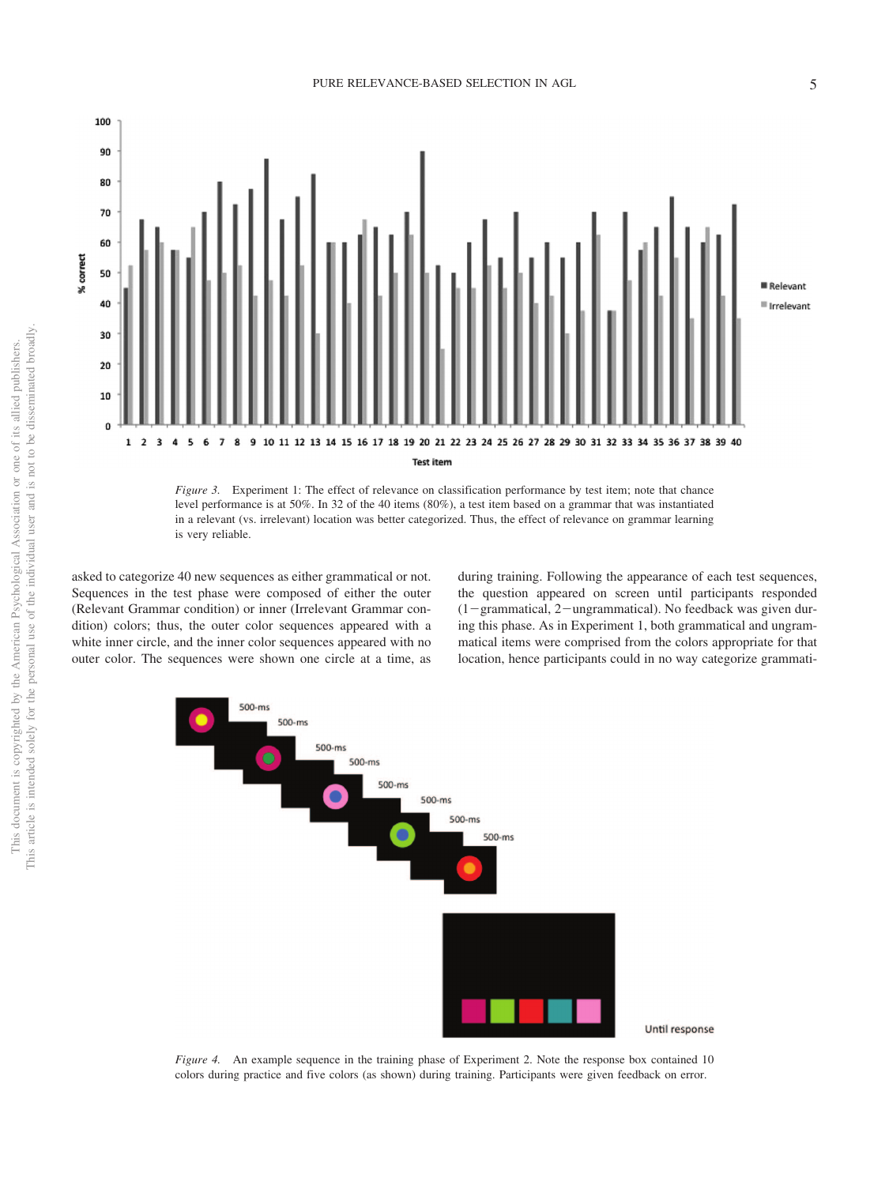*Figure 3.* Experiment 1: The effect of relevance on classification performance by test item; note that chance level performance is at 50%. In 32 of the 40 items (80%), a test item based on a grammar that was instantiated in a relevant (vs. irrelevant) location was better categorized. Thus, the effect of relevance on grammar learning is very reliable.

asked to categorize 40 new sequences as either grammatical or not. Sequences in the test phase were composed of either the outer (Relevant Grammar condition) or inner (Irrelevant Grammar condition) colors; thus, the outer color sequences appeared with a white inner circle, and the inner color sequences appeared with no outer color. The sequences were shown one circle at a time, as during training. Following the appearance of each test sequences, the question appeared on screen until participants responded (1=grammatical, 2=ungrammatical). No feedback was given during this phase. As in Experiment 1, both grammatical and ungrammatical items were comprised from the colors appropriate for that location, hence participants could in no way categorize grammati-

*Figure 4.* An example sequence in the training phase of Experiment 2. Note the response box contained 10 colors during practice and five colors (as shown) during training. Participants were given feedback on error.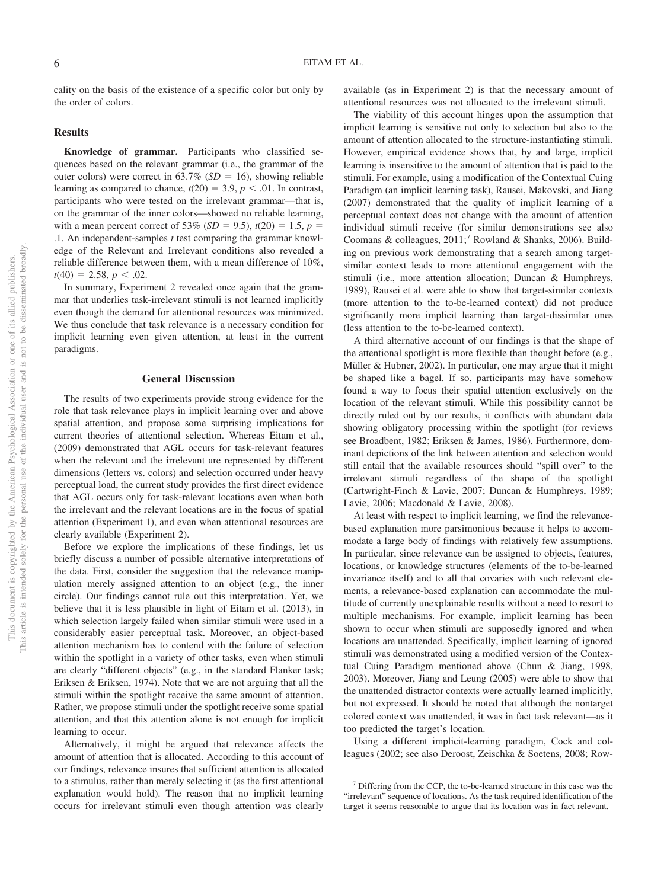cality on the basis of the existence of a specific color but only by the order of colors.

## Results

**Knowledge of grammar.** Participants who classified sequences based on the relevant grammar (i.e., the grammar of the outer colors) were correct in 63.7% ($SD = 16$), showing reliable learning as compared to chance, $t(20) = 3.9$, $p < .01$. In contrast, participants who were tested on the irrelevant grammar—that is, on the grammar of the inner colors—showed no reliable learning, with a mean percent correct of 53% ($SD = 9.5$), $t(20) = 1.5$, $p = .1$. An independent-samples $t$ test comparing the grammar knowledge of the Relevant and Irrelevant conditions also revealed a reliable difference between them, with a mean difference of 10%, $t(40) = 2.58$, $p < .02$.

In summary, Experiment 2 revealed once again that the grammar that underlies task-irrelevant stimuli is not learned implicitly even though the demand for attentional resources was minimized. We thus conclude that task relevance is a necessary condition for implicit learning even given attention, at least in the current paradigms.

## General Discussion

The results of two experiments provide strong evidence for the role that task relevance plays in implicit learning over and above spatial attention, and propose some surprising implications for current theories of attentional selection. Whereas Eitam et al., (2009) demonstrated that AGL occurs for task-relevant features when the relevant and the irrelevant are represented by different dimensions (letters vs. colors) and selection occurred under heavy perceptual load, the current study provides the first direct evidence that AGL occurs only for task-relevant locations even when both the irrelevant and the relevant locations are in the focus of spatial attention (Experiment 1), and even when attentional resources are clearly available (Experiment 2).

Before we explore the implications of these findings, let us briefly discuss a number of possible alternative interpretations of the data. First, consider the suggestion that the relevance manipulation merely assigned attention to an object (e.g., the inner circle). Our findings cannot rule out this interpretation. Yet, we believe that it is less plausible in light of Eitam et al. (2013), in which selection largely failed when similar stimuli were used in a considerably easier perceptual task. Moreover, an object-based attention mechanism has to contend with the failure of selection within the spotlight in a variety of other tasks, even when stimuli are clearly "different objects" (e.g., in the standard Flanker task; Eriksen & Eriksen, 1974). Note that we are not arguing that all the stimuli within the spotlight receive the same amount of attention. Rather, we propose stimuli under the spotlight receive some spatial attention, and that this attention alone is not enough for implicit learning to occur.

Alternatively, it might be argued that relevance affects the amount of attention that is allocated. According to this account of our findings, relevance insures that sufficient attention is allocated to a stimulus, rather than merely selecting it (as the first attentional explanation would hold). The reason that no implicit learning occurs for irrelevant stimuli even though attention was clearly available (as in Experiment 2) is that the necessary amount of attentional resources was not allocated to the irrelevant stimuli.

The viability of this account hinges upon the assumption that implicit learning is sensitive not only to selection but also to the amount of attention allocated to the structure-instantiating stimuli. However, empirical evidence shows that, by and large, implicit learning is insensitive to the amount of attention that is paid to the stimuli. For example, using a modification of the Contextual Cuing Paradigm (an implicit learning task), Rausei, Makovski, and Jiang (2007) demonstrated that the quality of implicit learning of a perceptual context does not change with the amount of attention individual stimuli receive (for similar demonstrations see also Coomans & colleagues, 2011;[7] Rowland & Shanks, 2006). Building on previous work demonstrating that a search among target-similar context leads to more attentional engagement with the stimuli (i.e., more attention allocation; Duncan & Humphreys, 1989), Rausei et al. were able to show that target-similar contexts (more attention to the to-be-learned context) did not produce significantly more implicit learning than target-dissimilar ones (less attention to the to-be-learned context).

A third alternative account of our findings is that the shape of the attentional spotlight is more flexible than thought before (e.g., Müller & Hubner, 2002). In particular, one may argue that it might be shaped like a bagel. If so, participants may have somehow found a way to focus their spatial attention exclusively on the location of the relevant stimuli. While this possibility cannot be directly ruled out by our results, it conflicts with abundant data showing obligatory processing within the spotlight (for reviews see Broadbent, 1982; Eriksen & James, 1986). Furthermore, dominant depictions of the link between attention and selection would still entail that the available resources should "spill over" to the irrelevant stimuli regardless of the shape of the spotlight (Cartwright-Finch & Lavie, 2007; Duncan & Humphreys, 1989; Lavie, 2006; Macdonald & Lavie, 2008).

At least with respect to implicit learning, we find the relevance-based explanation more parsimonious because it helps to accommodate a large body of findings with relatively few assumptions. In particular, since relevance can be assigned to objects, features, locations, or knowledge structures (elements of the to-be-learned invariance itself) and to all that covaries with such relevant elements, a relevance-based explanation can accommodate the multitude of currently unexplainable results without a need to resort to multiple mechanisms. For example, implicit learning has been shown to occur when stimuli are supposedly ignored and when locations are unattended. Specifically, implicit learning of ignored stimuli was demonstrated using a modified version of the Contextual Cuing Paradigm mentioned above (Chun & Jiang, 1998, 2003). Moreover, Jiang and Leung (2005) were able to show that the unattended distractor contexts were actually learned implicitly, but not expressed. It should be noted that although the nontarget colored context was unattended, it was in fact task relevant—as it too predicted the target's location.

Using a different implicit-learning paradigm, Cock and colleagues (2002; see also Deroost, Zeischka & Soetens, 2008; Row-

[7] Differing from the CCP, the to-be-learned structure in this case was the "irrelevant" sequence of locations. As the task required identification of the target it seems reasonable to argue that its location was in fact relevant.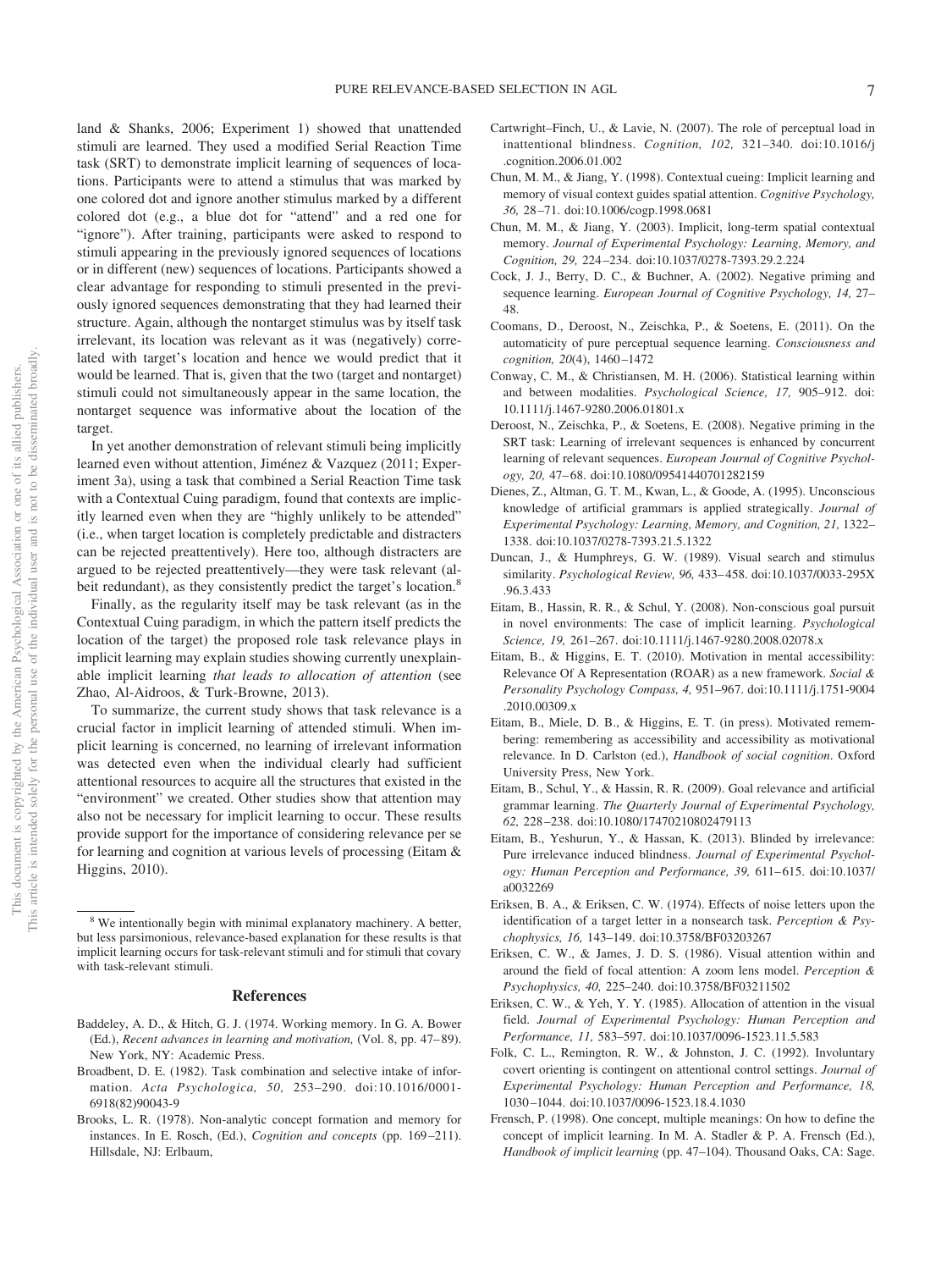land & Shanks, 2006; Experiment 1) showed that unattended stimuli are learned. They used a modified Serial Reaction Time task (SRT) to demonstrate implicit learning of sequences of locations. Participants were to attend a stimulus that was marked by one colored dot and ignore another stimulus marked by a different colored dot (e.g., a blue dot for "attend" and a red one for "ignore"). After training, participants were asked to respond to stimuli appearing in the previously ignored sequences of locations or in different (new) sequences of locations. Participants showed a clear advantage for responding to stimuli presented in the previously ignored sequences demonstrating that they had learned their structure. Again, although the nontarget stimulus was by itself task irrelevant, its location was relevant as it was (negatively) correlated with target's location and hence we would predict that it would be learned. That is, given that the two (target and nontarget) stimuli could not simultaneously appear in the same location, the nontarget sequence was informative about the location of the target.

In yet another demonstration of relevant stimuli being implicitly learned even without attention, Jiménez & Vazquez (2011; Experiment 3a), using a task that combined a Serial Reaction Time task with a Contextual Cuing paradigm, found that contexts are implicitly learned even when they are "highly unlikely to be attended" (i.e., when target location is completely predictable and distracters can be rejected preattentively). Here too, although distracters are argued to be rejected preattentively—they were task relevant (albeit redundant), as they consistently predict the target's location.[8]

Finally, as the regularity itself may be task relevant (as in the Contextual Cuing paradigm, in which the pattern itself predicts the location of the target) the proposed role task relevance plays in implicit learning may explain studies showing currently unexplainable implicit learning *that leads to allocation of attention* (see Zhao, Al-Aidroos, & Turk-Browne, 2013).

To summarize, the current study shows that task relevance is a crucial factor in implicit learning of attended stimuli. When implicit learning is concerned, no learning of irrelevant information was detected even when the individual clearly had sufficient attentional resources to acquire all the structures that existed in the "environment" we created. Other studies show that attention may also not be necessary for implicit learning to occur. These results provide support for the importance of considering relevance per se for learning and cognition at various levels of processing (Eitam & Higgins, 2010).

[8] We intentionally begin with minimal explanatory machinery. A better, but less parsimonious, relevance-based explanation for these results is that implicit learning occurs for task-relevant stimuli and for stimuli that covary with task-relevant stimuli.

## References

Baddeley, A. D., & Hitch, G. J. (1974. Working memory. In G. A. Bower (Ed.), *Recent advances in learning and motivation,* (Vol. 8, pp. 47–89). New York, NY: Academic Press.

Broadbent, D. E. (1982). Task combination and selective intake of information. *Acta Psychologica, 50,* 253–290. doi:10.1016/0001-6918(82)90043-9

Brooks, L. R. (1978). Non-analytic concept formation and memory for instances. In E. Rosch, (Ed.), *Cognition and concepts* (pp. 169–211). Hillsdale, NJ: Erlbaum,

Cartwright–Finch, U., & Lavie, N. (2007). The role of perceptual load in inattentional blindness. *Cognition, 102,* 321–340. doi:10.1016/j.cognition.2006.01.002

Chun, M. M., & Jiang, Y. (1998). Contextual cueing: Implicit learning and memory of visual context guides spatial attention. *Cognitive Psychology, 36,* 28–71. doi:10.1006/cogp.1998.0681

Chun, M. M., & Jiang, Y. (2003). Implicit, long-term spatial contextual memory. *Journal of Experimental Psychology: Learning, Memory, and Cognition, 29,* 224–234. doi:10.1037/0278-7393.29.2.224

Cock, J. J., Berry, D. C., & Buchner, A. (2002). Negative priming and sequence learning. *European Journal of Cognitive Psychology, 14,* 27–48.

Coomans, D., Deroost, N., Zeischka, P., & Soetens, E. (2011). On the automaticity of pure perceptual sequence learning. *Consciousness and cognition, 20*(4), 1460–1472

Conway, C. M., & Christiansen, M. H. (2006). Statistical learning within and between modalities. *Psychological Science, 17,* 905–912. doi:10.1111/j.1467-9280.2006.01801.x

Deroost, N., Zeischka, P., & Soetens, E. (2008). Negative priming in the SRT task: Learning of irrelevant sequences is enhanced by concurrent learning of relevant sequences. *European Journal of Cognitive Psychology, 20,* 47–68. doi:10.1080/09541440701282159

Dienes, Z., Altman, G. T. M., Kwan, L., & Goode, A. (1995). Unconscious knowledge of artificial grammars is applied strategically. *Journal of Experimental Psychology: Learning, Memory, and Cognition, 21,* 1322–1338. doi:10.1037/0278-7393.21.5.1322

Duncan, J., & Humphreys, G. W. (1989). Visual search and stimulus similarity. *Psychological Review, 96,* 433–458. doi:10.1037/0033-295X.96.3.433

Eitam, B., Hassin, R. R., & Schul, Y. (2008). Non-conscious goal pursuit in novel environments: The case of implicit learning. *Psychological Science, 19,* 261–267. doi:10.1111/j.1467-9280.2008.02078.x

Eitam, B., & Higgins, E. T. (2010). Motivation in mental accessibility: Relevance Of A Representation (ROAR) as a new framework. *Social & Personality Psychology Compass, 4,* 951–967. doi:10.1111/j.1751-9004.2010.00309.x

Eitam, B., Miele, D. B., & Higgins, E. T. (in press). Motivated remembering: remembering as accessibility and accessibility as motivational relevance. In D. Carlston (ed.), *Handbook of social cognition*. Oxford University Press, New York.

Eitam, B., Schul, Y., & Hassin, R. R. (2009). Goal relevance and artificial grammar learning. *The Quarterly Journal of Experimental Psychology, 62,* 228–238. doi:10.1080/17470210802479113

Eitam, B., Yeshurun, Y., & Hassan, K. (2013). Blinded by irrelevance: Pure irrelevance induced blindness. *Journal of Experimental Psychology: Human Perception and Performance, 39,* 611–615. doi:10.1037/a0032269

Eriksen, B. A., & Eriksen, C. W. (1974). Effects of noise letters upon the identification of a target letter in a nonsearch task. *Perception & Psychophysics, 16,* 143–149. doi:10.3758/BF03203267

Eriksen, C. W., & James, J. D. S. (1986). Visual attention within and around the field of focal attention: A zoom lens model. *Perception & Psychophysics, 40,* 225–240. doi:10.3758/BF03211502

Eriksen, C. W., & Yeh, Y. Y. (1985). Allocation of attention in the visual field. *Journal of Experimental Psychology: Human Perception and Performance, 11,* 583–597. doi:10.1037/0096-1523.11.5.583

Folk, C. L., Remington, R. W., & Johnston, J. C. (1992). Involuntary covert orienting is contingent on attentional control settings. *Journal of Experimental Psychology: Human Perception and Performance, 18,* 1030–1044. doi:10.1037/0096-1523.18.4.1030

Frensch, P. (1998). One concept, multiple meanings: On how to define the concept of implicit learning. In M. A. Stadler & P. A. Frensch (Ed.), *Handbook of implicit learning* (pp. 47–104). Thousand Oaks, CA: Sage.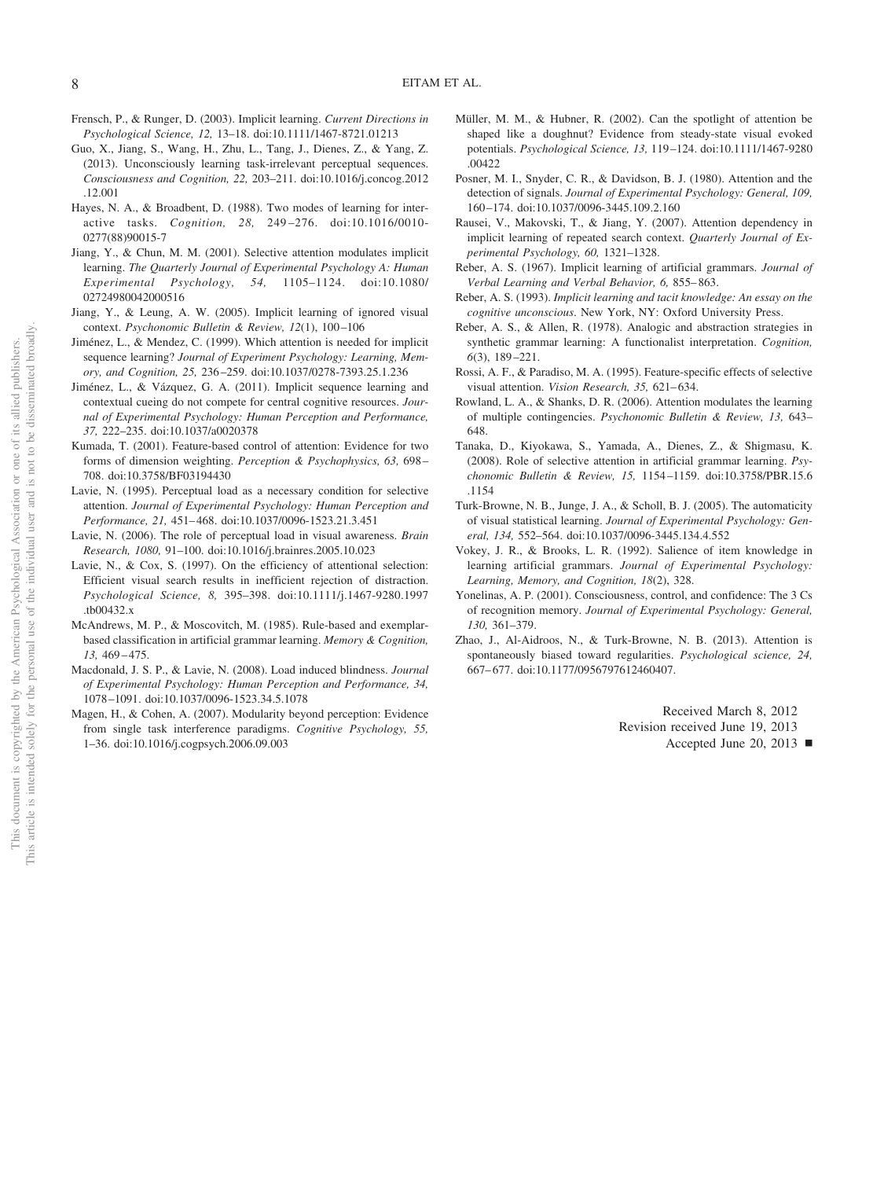Frensch, P., & Runger, D. (2003). Implicit learning. *Current Directions in Psychological Science, 12,* 13–18. doi:10.1111/1467-8721.01213

Guo, X., Jiang, S., Wang, H., Zhu, L., Tang, J., Dienes, Z., & Yang, Z. (2013). Unconsciously learning task-irrelevant perceptual sequences. *Consciousness and Cognition, 22,* 203–211. doi:10.1016/j.concog.2012.12.001

Hayes, N. A., & Broadbent, D. (1988). Two modes of learning for interactive tasks. *Cognition, 28,* 249–276. doi:10.1016/0010-0277(88)90015-7

Jiang, Y., & Chun, M. M. (2001). Selective attention modulates implicit learning. *The Quarterly Journal of Experimental Psychology A: Human Experimental Psychology, 54,* 1105–1124. doi:10.1080/02724980042000516

Jiang, Y., & Leung, A. W. (2005). Implicit learning of ignored visual context. *Psychonomic Bulletin & Review, 12*(1), 100–106

Jiménez, L., & Mendez, C. (1999). Which attention is needed for implicit sequence learning? *Journal of Experiment Psychology: Learning, Memory, and Cognition, 25,* 236–259. doi:10.1037/0278-7393.25.1.236

Jiménez, L., & Vázquez, G. A. (2011). Implicit sequence learning and contextual cueing do not compete for central cognitive resources. *Journal of Experimental Psychology: Human Perception and Performance, 37,* 222–235. doi:10.1037/a0020378

Kumada, T. (2001). Feature-based control of attention: Evidence for two forms of dimension weighting. *Perception & Psychophysics, 63,* 698–708. doi:10.3758/BF03194430

Lavie, N. (1995). Perceptual load as a necessary condition for selective attention. *Journal of Experimental Psychology: Human Perception and Performance, 21,* 451–468. doi:10.1037/0096-1523.21.3.451

Lavie, N. (2006). The role of perceptual load in visual awareness. *Brain Research, 1080,* 91–100. doi:10.1016/j.brainres.2005.10.023

Lavie, N., & Cox, S. (1997). On the efficiency of attentional selection: Efficient visual search results in inefficient rejection of distraction. *Psychological Science, 8,* 395–398. doi:10.1111/j.1467-9280.1997.tb00432.x

McAndrews, M. P., & Moscovitch, M. (1985). Rule-based and exemplar-based classification in artificial grammar learning. *Memory & Cognition, 13,* 469–475.

Macdonald, J. S. P., & Lavie, N. (2008). Load induced blindness. *Journal of Experimental Psychology: Human Perception and Performance, 34,* 1078–1091. doi:10.1037/0096-1523.34.5.1078

Magen, H., & Cohen, A. (2007). Modularity beyond perception: Evidence from single task interference paradigms. *Cognitive Psychology, 55,* 1–36. doi:10.1016/j.cogpsych.2006.09.003

Müller, M. M., & Hubner, R. (2002). Can the spotlight of attention be shaped like a doughnut? Evidence from steady-state visual evoked potentials. *Psychological Science, 13,* 119–124. doi:10.1111/1467-9280.00422

Posner, M. I., Snyder, C. R., & Davidson, B. J. (1980). Attention and the detection of signals. *Journal of Experimental Psychology: General, 109,* 160–174. doi:10.1037/0096-3445.109.2.160

Rausei, V., Makovski, T., & Jiang, Y. (2007). Attention dependency in implicit learning of repeated search context. *Quarterly Journal of Experimental Psychology, 60,* 1321–1328.

Reber, A. S. (1967). Implicit learning of artificial grammars. *Journal of Verbal Learning and Verbal Behavior, 6,* 855–863.

Reber, A. S. (1993). *Implicit learning and tacit knowledge: An essay on the cognitive unconscious.* New York, NY: Oxford University Press.

Reber, A. S., & Allen, R. (1978). Analogic and abstraction strategies in synthetic grammar learning: A functionalist interpretation. *Cognition, 6*(3), 189–221.

Rossi, A. F., & Paradiso, M. A. (1995). Feature-specific effects of selective visual attention. *Vision Research, 35,* 621–634.

Rowland, L. A., & Shanks, D. R. (2006). Attention modulates the learning of multiple contingencies. *Psychonomic Bulletin & Review, 13,* 643–648.

Tanaka, D., Kiyokawa, S., Yamada, A., Dienes, Z., & Shigmasu, K. (2008). Role of selective attention in artificial grammar learning. *Psychonomic Bulletin & Review, 15,* 1154–1159. doi:10.3758/PBR.15.6.1154

Turk-Browne, N. B., Junge, J. A., & Scholl, B. J. (2005). The automaticity of visual statistical learning. *Journal of Experimental Psychology: General, 134,* 552–564. doi:10.1037/0096-3445.134.4.552

Vokey, J. R., & Brooks, L. R. (1992). Salience of item knowledge in learning artificial grammars. *Journal of Experimental Psychology: Learning, Memory, and Cognition, 18*(2), 328.

Yonelinas, A. P. (2001). Consciousness, control, and confidence: The 3 Cs of recognition memory. *Journal of Experimental Psychology: General, 130,* 361–379.

Zhao, J., Al-Aidroos, N., & Turk-Browne, N. B. (2013). Attention is spontaneously biased toward regularities. *Psychological science, 24,* 667–677. doi:10.1177/0956797612460407.

Received March 8, 2012
Revision received June 19, 2013
Accepted June 20, 2013 ■